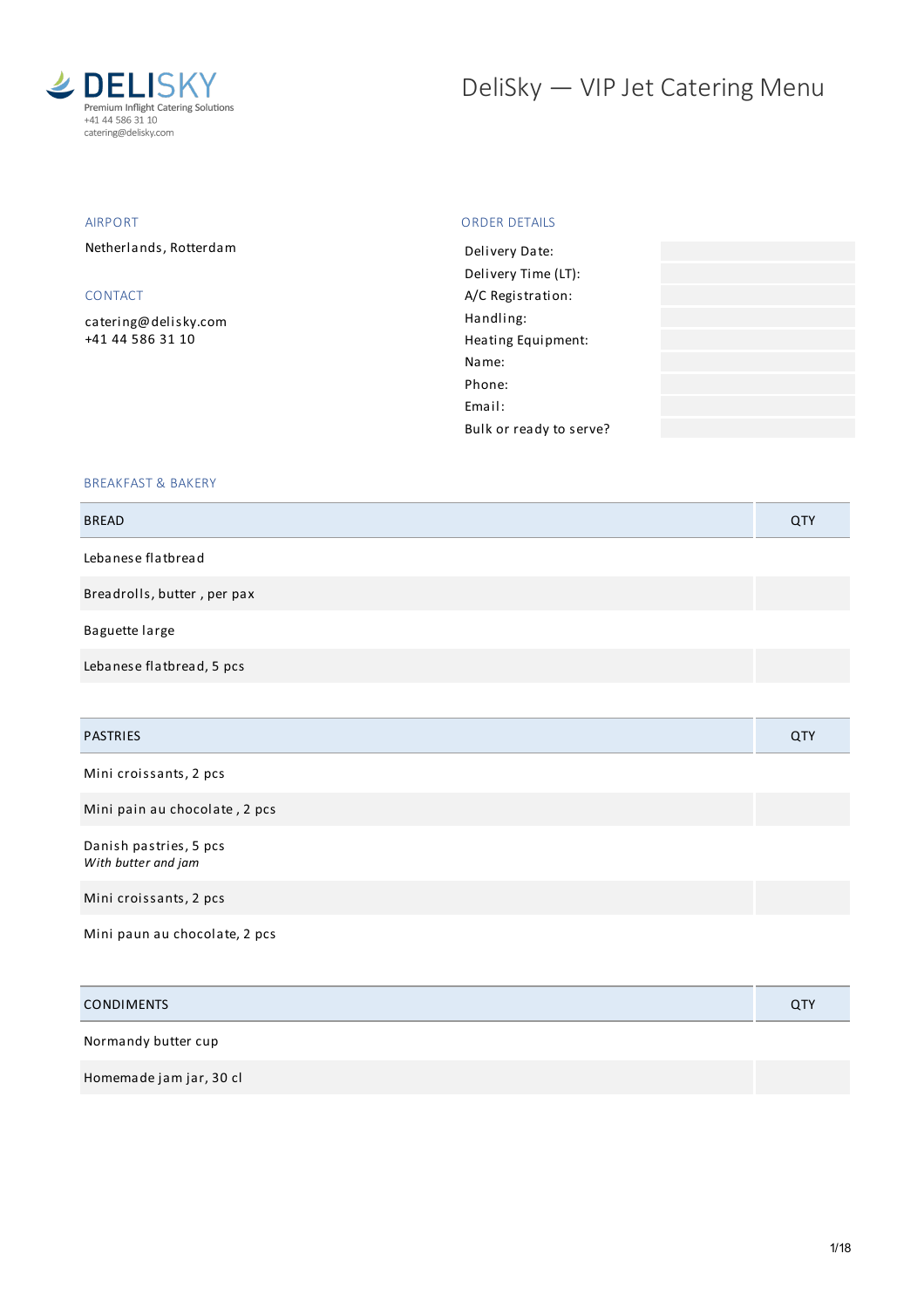DELISKY
Premium Inflight Catering Solutions
+41 44 586 31 10
catering@delisky.com

# DeliSky — VIP Jet Catering Menu

## AIRPORT

Netherlands, Rotterdam

## CONTACT

catering@delisky.com
+41 44 586 31 10

## ORDER DETAILS

| | |
|---|---|
| Delivery Date: | |
| Delivery Time (LT): | |
| A/C Registration: | |
| Handling: | |
| Heating Equipment: | |
| Name: | |
| Phone: | |
| Email: | |
| Bulk or ready to serve? | |

## BREAKFAST & BAKERY

| BREAD | QTY |
|---|---|
| Lebanese flatbread | |
| Breadrolls, butter , per pax | |
| Baguette large | |
| Lebanese flatbread, 5 pcs | |

| PASTRIES | QTY |
|---|---|
| Mini croissants, 2 pcs | |
| Mini pain au chocolate , 2 pcs | |
| Danish pastries, 5 pcs<br>*With butter and jam* | |
| Mini croissants, 2 pcs | |
| Mini paun au chocolate, 2 pcs | |

| CONDIMENTS | QTY |
|---|---|
| Normandy butter cup | |
| Homemade jam jar, 30 cl | |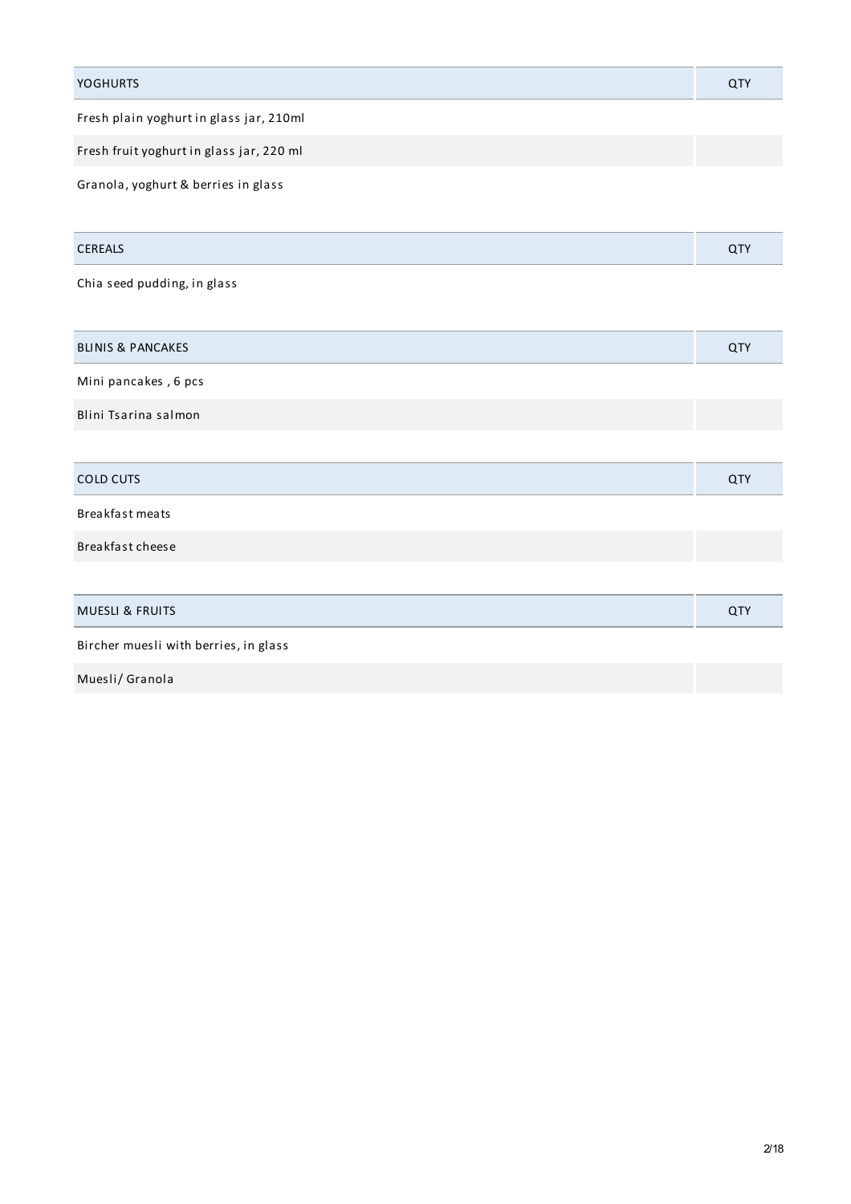| YOGHURTS | QTY |
| --- | --- |
| Fresh plain yoghurt in glass jar, 210ml | |
| Fresh fruit yoghurt in glass jar, 220 ml | |
| Granola, yoghurt & berries in glass | |

| CEREALS | QTY |
| --- | --- |
| Chia seed pudding, in glass | |

| BLINIS & PANCAKES | QTY |
| --- | --- |
| Mini pancakes , 6 pcs | |
| Blini Tsarina salmon | |

| COLD CUTS | QTY |
| --- | --- |
| Breakfast meats | |
| Breakfast cheese | |

| MUESLI & FRUITS | QTY |
| --- | --- |
| Bircher muesli with berries, in glass | |
| Muesli/ Granola | |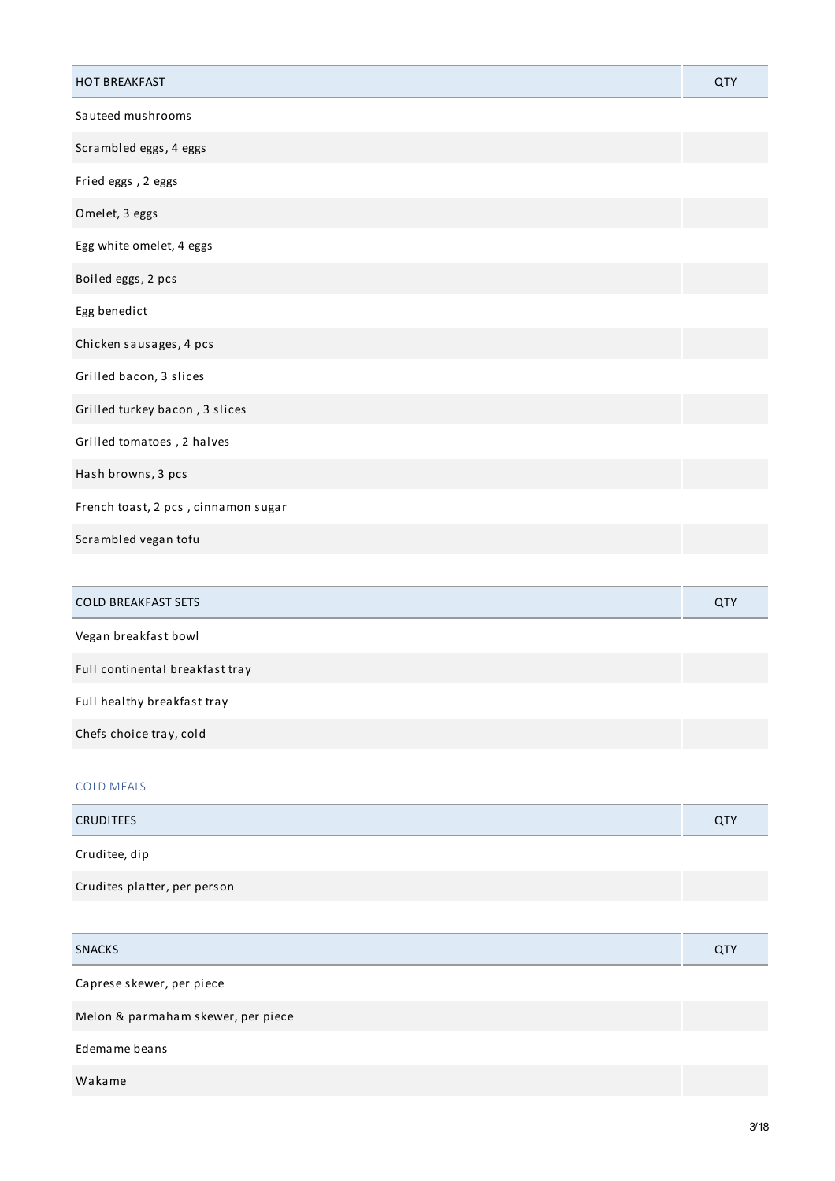| HOT BREAKFAST | QTY |
|---|---|
| Sauteed mushrooms | |
| Scrambled eggs, 4 eggs | |
| Fried eggs , 2 eggs | |
| Omelet, 3 eggs | |
| Egg white omelet, 4 eggs | |
| Boiled eggs, 2 pcs | |
| Egg benedict | |
| Chicken sausages, 4 pcs | |
| Grilled bacon, 3 slices | |
| Grilled turkey bacon , 3 slices | |
| Grilled tomatoes , 2 halves | |
| Hash browns, 3 pcs | |
| French toast, 2 pcs , cinnamon sugar | |
| Scrambled vegan tofu | |

| COLD BREAKFAST SETS | QTY |
|---|---|
| Vegan breakfast bowl | |
| Full continental breakfast tray | |
| Full healthy breakfast tray | |
| Chefs choice tray, cold | |

## COLD MEALS

| CRUDITEES | QTY |
|---|---|
| Cruditee, dip | |
| Crudites platter, per person | |

| SNACKS | QTY |
|---|---|
| Caprese skewer, per piece | |
| Melon & parmaham skewer, per piece | |
| Edemame beans | |
| Wakame | |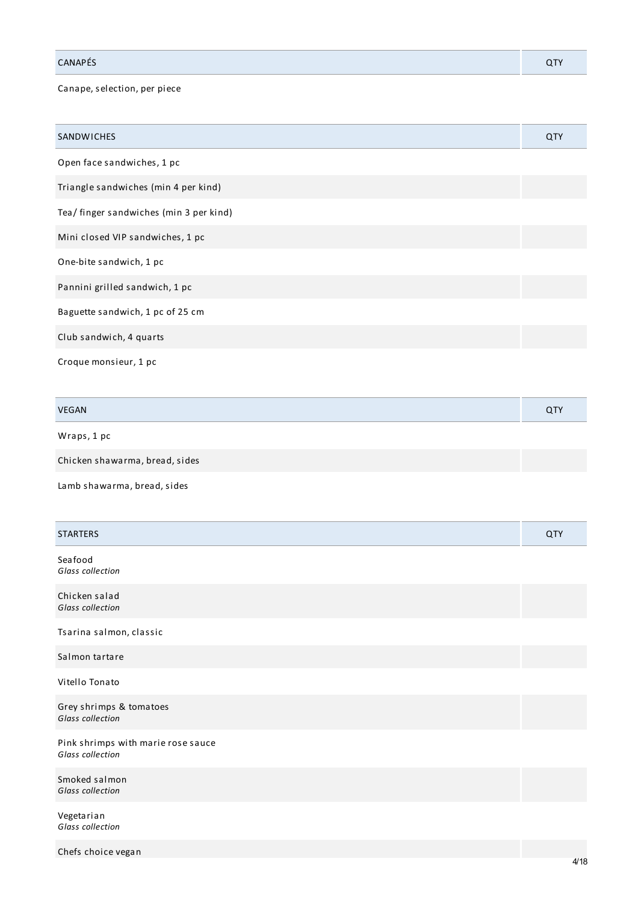| CANAPÉS | QTY |
|---|---|
| Canape, selection, per piece | |

| SANDWICHES | QTY |
|---|---|
| Open face sandwiches, 1 pc | |
| Triangle sandwiches (min 4 per kind) | |
| Tea/ finger sandwiches (min 3 per kind) | |
| Mini closed VIP sandwiches, 1 pc | |
| One-bite sandwich, 1 pc | |
| Pannini grilled sandwich, 1 pc | |
| Baguette sandwich, 1 pc of 25 cm | |
| Club sandwich, 4 quarts | |
| Croque monsieur, 1 pc | |

| VEGAN | QTY |
|---|---|
| Wraps, 1 pc | |
| Chicken shawarma, bread, sides | |
| Lamb shawarma, bread, sides | |

| STARTERS | QTY |
|---|---|
| Seafood<br>*Glass collection* | |
| Chicken salad<br>*Glass collection* | |
| Tsarina salmon, classic | |
| Salmon tartare | |
| Vitello Tonato | |
| Grey shrimps & tomatoes<br>*Glass collection* | |
| Pink shrimps with marie rose sauce<br>*Glass collection* | |
| Smoked salmon<br>*Glass collection* | |
| Vegetarian<br>*Glass collection* | |
| Chefs choice vegan | |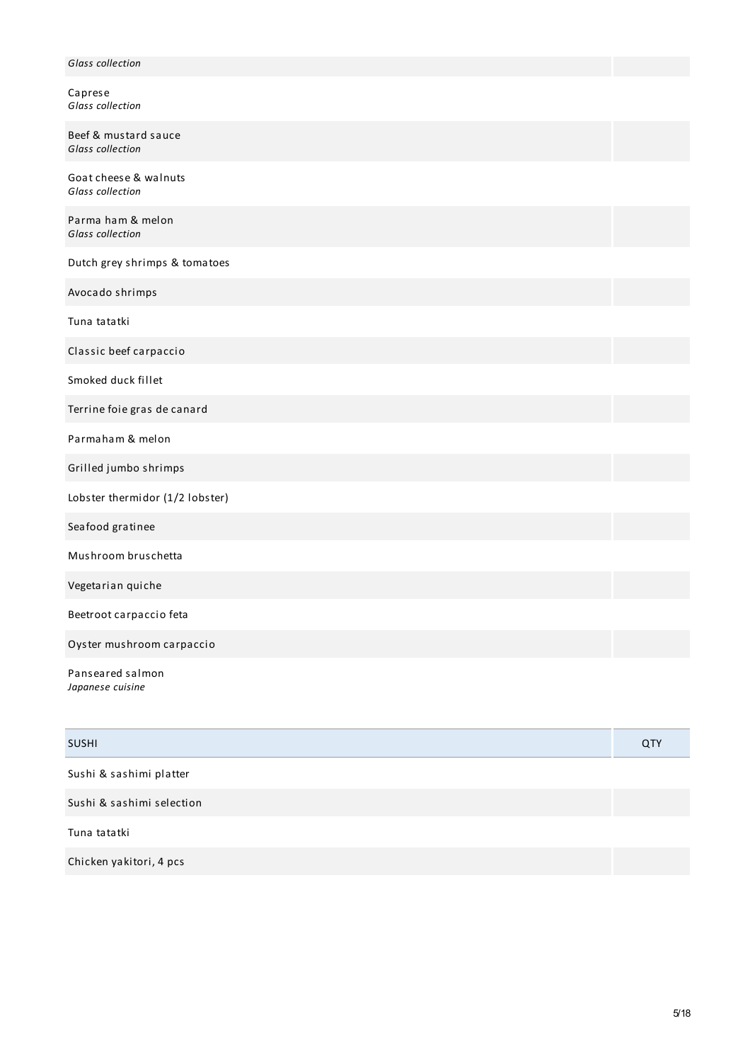| | |
|---|---|
| *Glass collection* | |
| Caprese<br>*Glass collection* | |
| Beef & mustard sauce<br>*Glass collection* | |
| Goat cheese & walnuts<br>*Glass collection* | |
| Parma ham & melon<br>*Glass collection* | |
| Dutch grey shrimps & tomatoes | |
| Avocado shrimps | |
| Tuna tatatki | |
| Classic beef carpaccio | |
| Smoked duck fillet | |
| Terrine foie gras de canard | |
| Parmaham & melon | |
| Grilled jumbo shrimps | |
| Lobster thermidor (1/2 lobster) | |
| Seafood gratinee | |
| Mushroom bruschetta | |
| Vegetarian quiche | |
| Beetroot carpaccio feta | |
| Oyster mushroom carpaccio | |
| Panseared salmon<br>*Japanese cuisine* | |

| SUSHI | QTY |
|---|---|
| Sushi & sashimi platter | |
| Sushi & sashimi selection | |
| Tuna tatatki | |
| Chicken yakitori, 4 pcs | |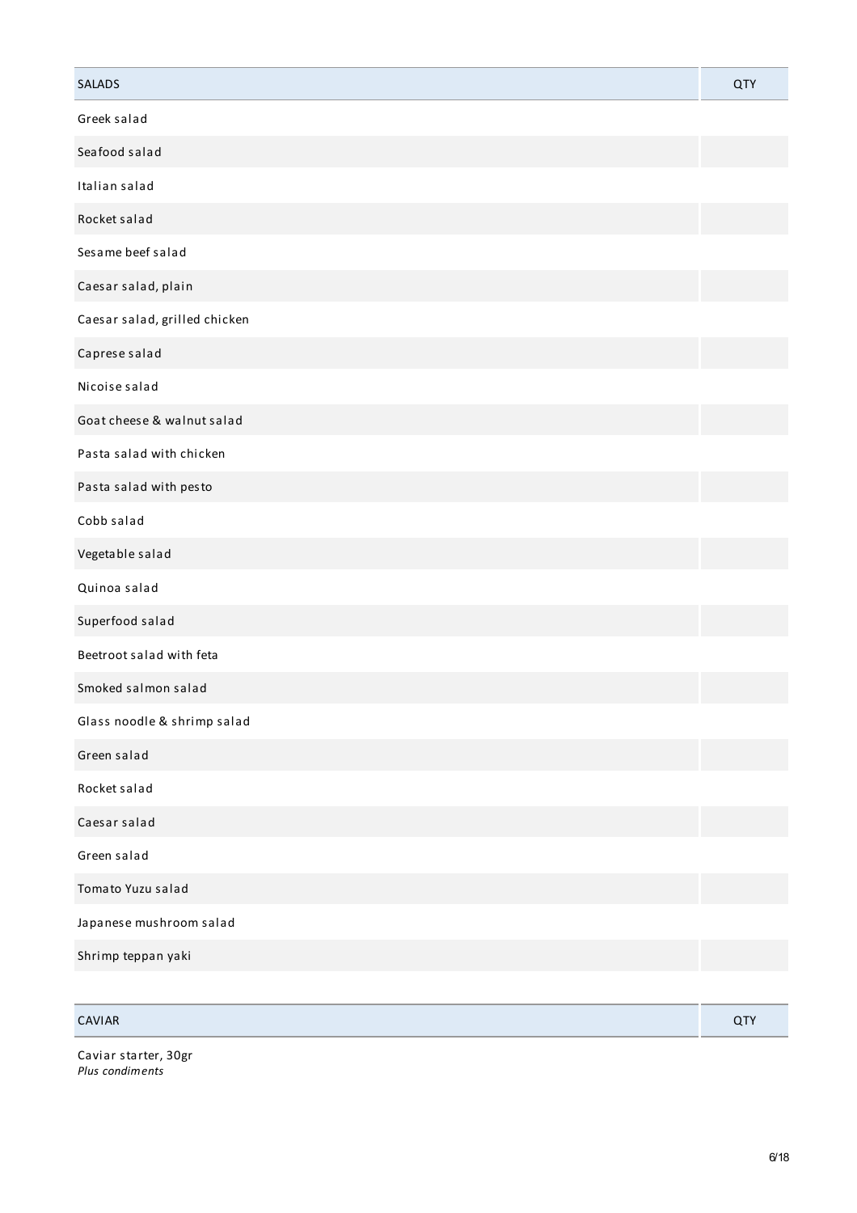| SALADS | QTY |
| --- | --- |
| Greek salad | |
| Seafood salad | |
| Italian salad | |
| Rocket salad | |
| Sesame beef salad | |
| Caesar salad, plain | |
| Caesar salad, grilled chicken | |
| Caprese salad | |
| Nicoise salad | |
| Goat cheese & walnut salad | |
| Pasta salad with chicken | |
| Pasta salad with pesto | |
| Cobb salad | |
| Vegetable salad | |
| Quinoa salad | |
| Superfood salad | |
| Beetroot salad with feta | |
| Smoked salmon salad | |
| Glass noodle & shrimp salad | |
| Green salad | |
| Rocket salad | |
| Caesar salad | |
| Green salad | |
| Tomato Yuzu salad | |
| Japanese mushroom salad | |
| Shrimp teppan yaki | |

| CAVIAR | QTY |
| --- | --- |
| Caviar starter, 30gr<br>*Plus condiments* | |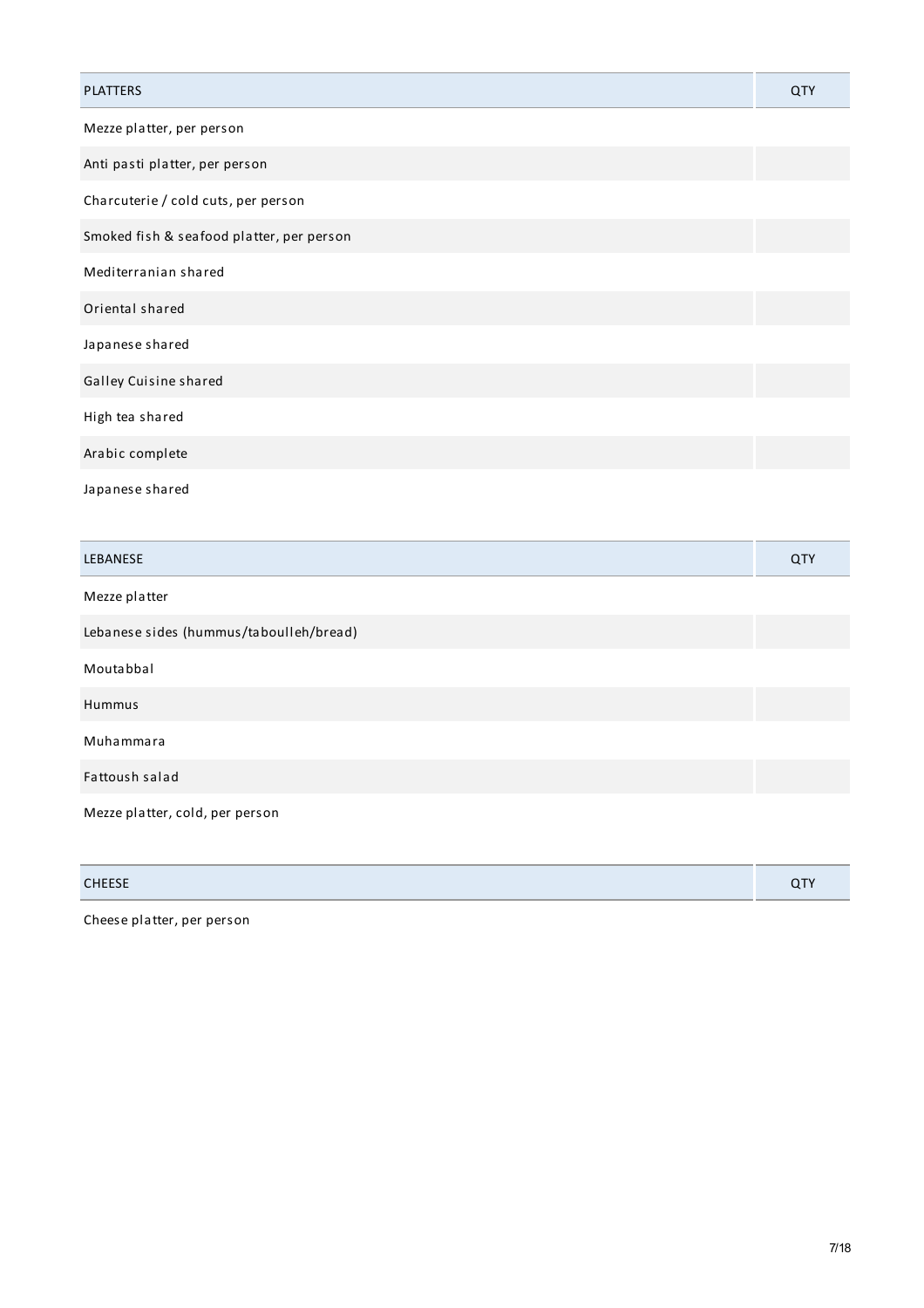| PLATTERS | QTY |
| --- | --- |
| Mezze platter, per person | |
| Anti pasti platter, per person | |
| Charcuterie / cold cuts, per person | |
| Smoked fish & seafood platter, per person | |
| Mediterranian shared | |
| Oriental shared | |
| Japanese shared | |
| Galley Cuisine shared | |
| High tea shared | |
| Arabic complete | |
| Japanese shared | |

| LEBANESE | QTY |
| --- | --- |
| Mezze platter | |
| Lebanese sides (hummus/taboulleh/bread) | |
| Moutabbal | |
| Hummus | |
| Muhammara | |
| Fattoush salad | |
| Mezze platter, cold, per person | |

| CHEESE | QTY |
| --- | --- |
| Cheese platter, per person | |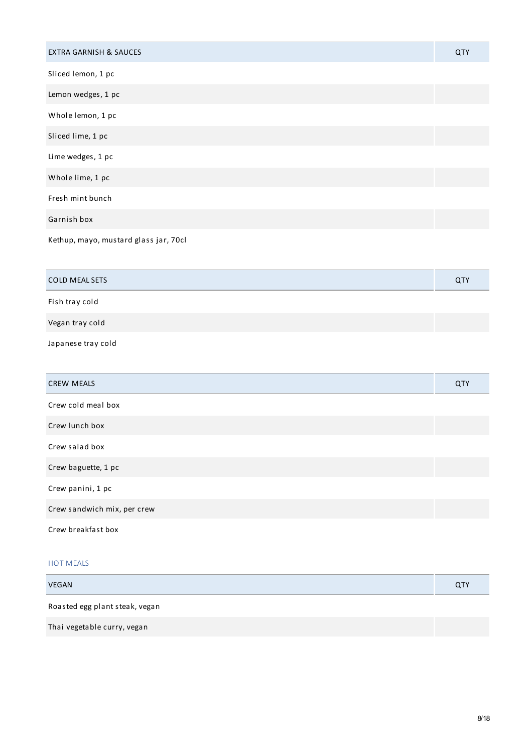| EXTRA GARNISH & SAUCES | QTY |
| --- | --- |
| Sliced lemon, 1 pc | |
| Lemon wedges, 1 pc | |
| Whole lemon, 1 pc | |
| Sliced lime, 1 pc | |
| Lime wedges, 1 pc | |
| Whole lime, 1 pc | |
| Fresh mint bunch | |
| Garnish box | |
| Kethup, mayo, mustard glass jar, 70cl | |

| COLD MEAL SETS | QTY |
| --- | --- |
| Fish tray cold | |
| Vegan tray cold | |
| Japanese tray cold | |

| CREW MEALS | QTY |
| --- | --- |
| Crew cold meal box | |
| Crew lunch box | |
| Crew salad box | |
| Crew baguette, 1 pc | |
| Crew panini, 1 pc | |
| Crew sandwich mix, per crew | |
| Crew breakfast box | |

## HOT MEALS

| VEGAN | QTY |
| --- | --- |
| Roasted egg plant steak, vegan | |
| Thai vegetable curry, vegan | |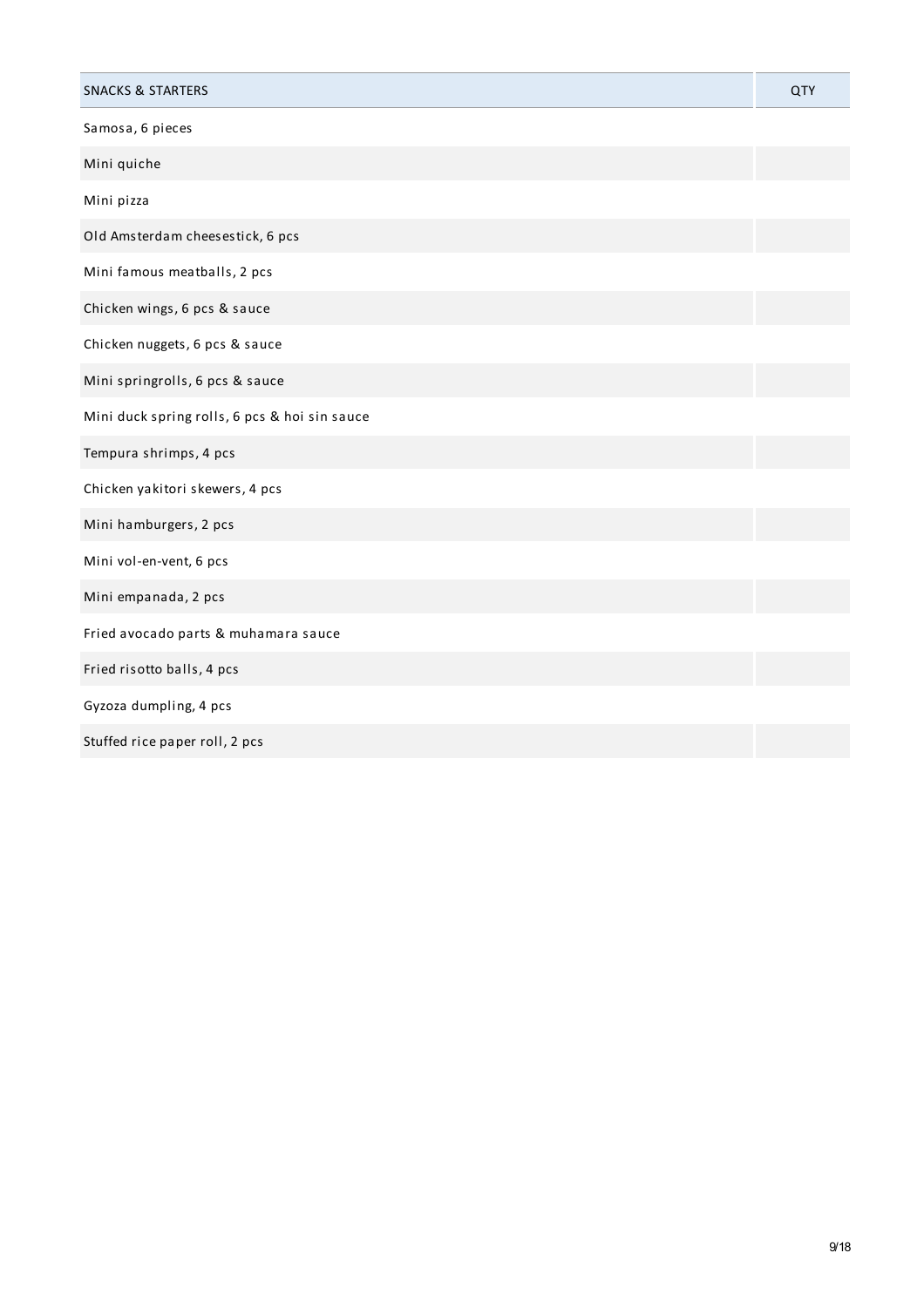| SNACKS & STARTERS | QTY |
| --- | --- |
| Samosa, 6 pieces | |
| Mini quiche | |
| Mini pizza | |
| Old Amsterdam cheesestick, 6 pcs | |
| Mini famous meatballs, 2 pcs | |
| Chicken wings, 6 pcs & sauce | |
| Chicken nuggets, 6 pcs & sauce | |
| Mini springrolls, 6 pcs & sauce | |
| Mini duck spring rolls, 6 pcs & hoi sin sauce | |
| Tempura shrimps, 4 pcs | |
| Chicken yakitori skewers, 4 pcs | |
| Mini hamburgers, 2 pcs | |
| Mini vol-en-vent, 6 pcs | |
| Mini empanada, 2 pcs | |
| Fried avocado parts & muhamara sauce | |
| Fried risotto balls, 4 pcs | |
| Gyzoza dumpling, 4 pcs | |
| Stuffed rice paper roll, 2 pcs | |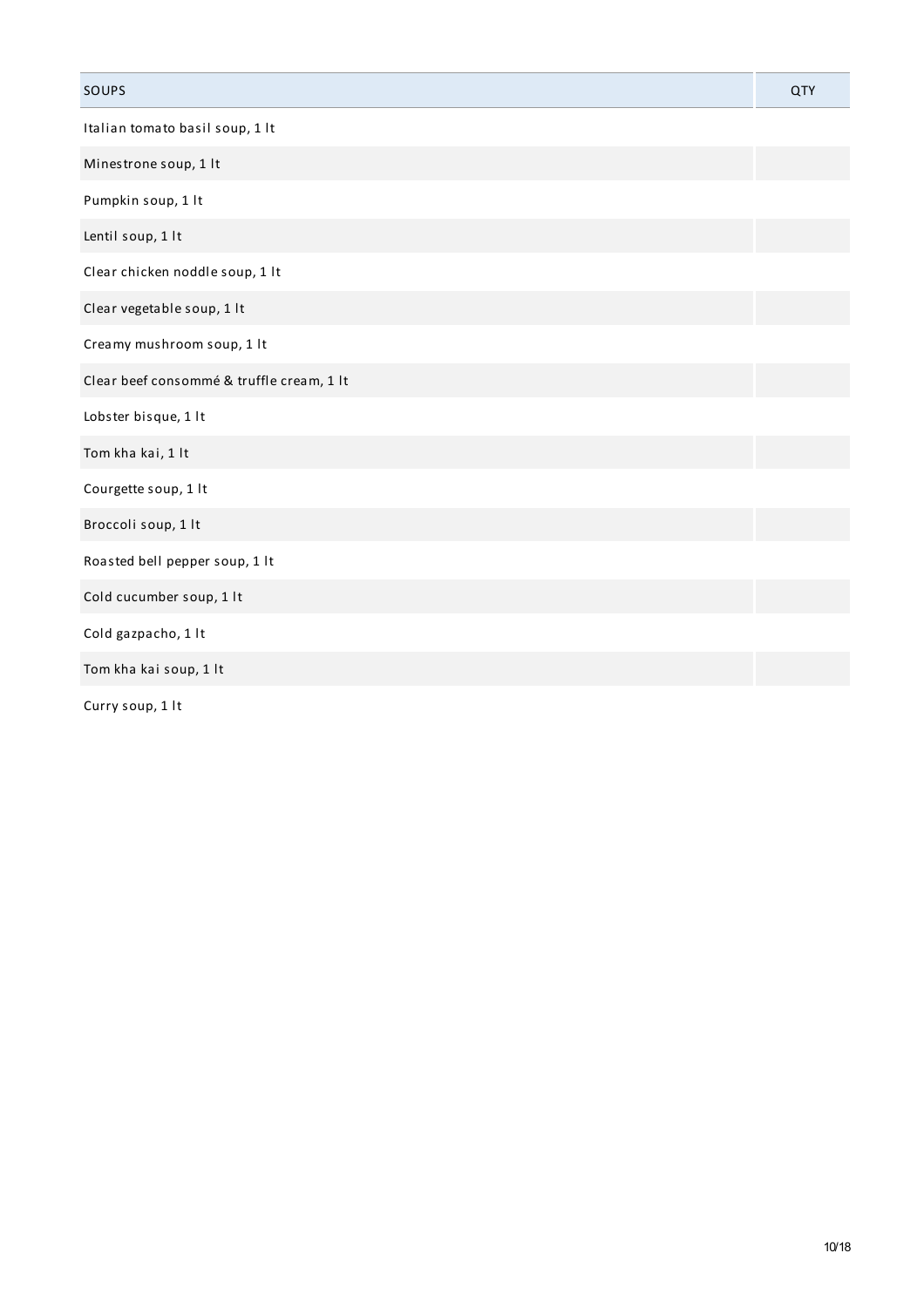| SOUPS | QTY |
| --- | --- |
| Italian tomato basil soup, 1 lt | |
| Minestrone soup, 1 lt | |
| Pumpkin soup, 1 lt | |
| Lentil soup, 1 lt | |
| Clear chicken noddle soup, 1 lt | |
| Clear vegetable soup, 1 lt | |
| Creamy mushroom soup, 1 lt | |
| Clear beef consommé & truffle cream, 1 lt | |
| Lobster bisque, 1 lt | |
| Tom kha kai, 1 lt | |
| Courgette soup, 1 lt | |
| Broccoli soup, 1 lt | |
| Roasted bell pepper soup, 1 lt | |
| Cold cucumber soup, 1 lt | |
| Cold gazpacho, 1 lt | |
| Tom kha kai soup, 1 lt | |
| Curry soup, 1 lt | |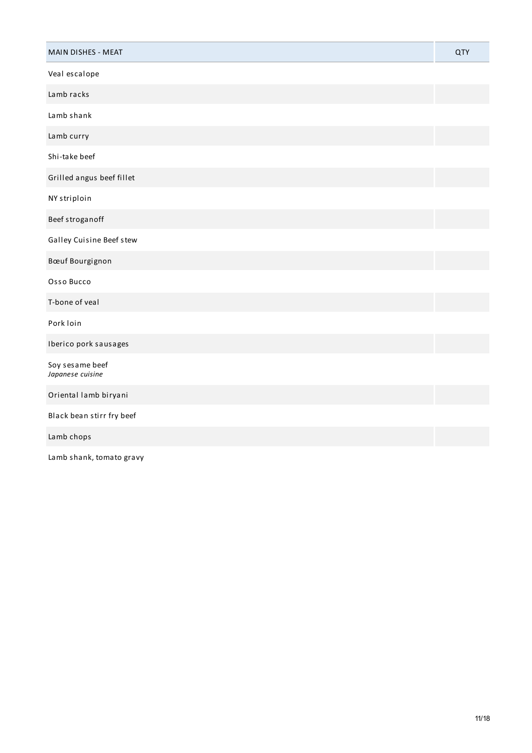| MAIN DISHES - MEAT | QTY |
| --- | --- |
| Veal escalope | |
| Lamb racks | |
| Lamb shank | |
| Lamb curry | |
| Shi-take beef | |
| Grilled angus beef fillet | |
| NY striploin | |
| Beef stroganoff | |
| Galley Cuisine Beef stew | |
| Bœuf Bourgignon | |
| Osso Bucco | |
| T-bone of veal | |
| Pork loin | |
| Iberico pork sausages | |
| Soy sesame beef<br>*Japanese cuisine* | |
| Oriental lamb biryani | |
| Black bean stirr fry beef | |
| Lamb chops | |
| Lamb shank, tomato gravy | |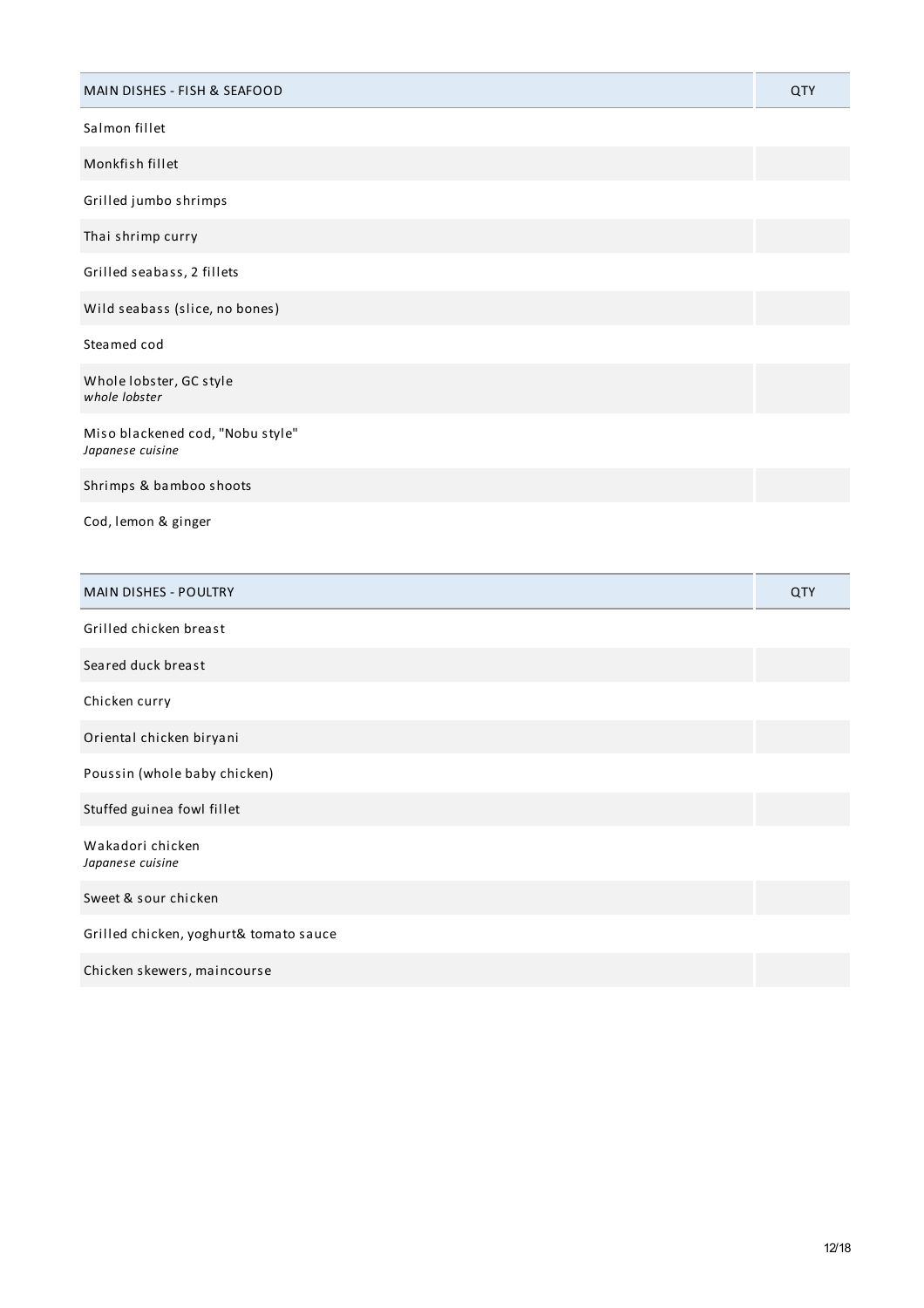| MAIN DISHES - FISH & SEAFOOD | QTY |
| --- | --- |
| Salmon fillet | |
| Monkfish fillet | |
| Grilled jumbo shrimps | |
| Thai shrimp curry | |
| Grilled seabass, 2 fillets | |
| Wild seabass (slice, no bones) | |
| Steamed cod | |
| Whole lobster, GC style<br>*whole lobster* | |
| Miso blackened cod, "Nobu style"<br>*Japanese cuisine* | |
| Shrimps & bamboo shoots | |
| Cod, lemon & ginger | |

| MAIN DISHES - POULTRY | QTY |
| --- | --- |
| Grilled chicken breast | |
| Seared duck breast | |
| Chicken curry | |
| Oriental chicken biryani | |
| Poussin (whole baby chicken) | |
| Stuffed guinea fowl fillet | |
| Wakadori chicken<br>*Japanese cuisine* | |
| Sweet & sour chicken | |
| Grilled chicken, yoghurt& tomato sauce | |
| Chicken skewers, maincourse | |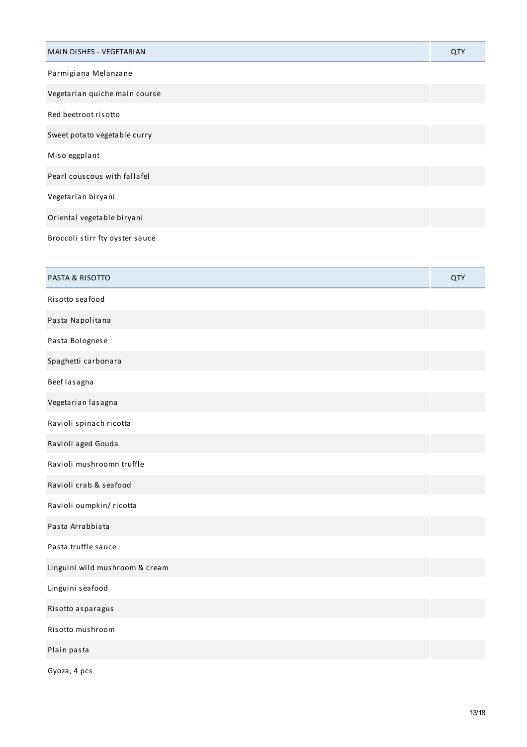| MAIN DISHES - VEGETARIAN | QTY |
| --- | --- |
| Parmigiana Melanzane | |
| Vegetarian quiche main course | |
| Red beetroot risotto | |
| Sweet potato vegetable curry | |
| Miso eggplant | |
| Pearl couscous with fallafel | |
| Vegetarian biryani | |
| Oriental vegetable biryani | |
| Broccoli stirr fty oyster sauce | |

| PASTA & RISOTTO | QTY |
| --- | --- |
| Risotto seafood | |
| Pasta Napolitana | |
| Pasta Bolognese | |
| Spaghetti carbonara | |
| Beef lasagna | |
| Vegetarian lasagna | |
| Ravioli spinach ricotta | |
| Ravioli aged Gouda | |
| Ravioli mushroomn truffle | |
| Ravioli crab & seafood | |
| Ravioli oumpkin/ ricotta | |
| Pasta Arrabbiata | |
| Pasta truffle sauce | |
| Linguini wild mushroom & cream | |
| Linguini seafood | |
| Risotto asparagus | |
| Risotto mushroom | |
| Plain pasta | |
| Gyoza, 4 pcs | |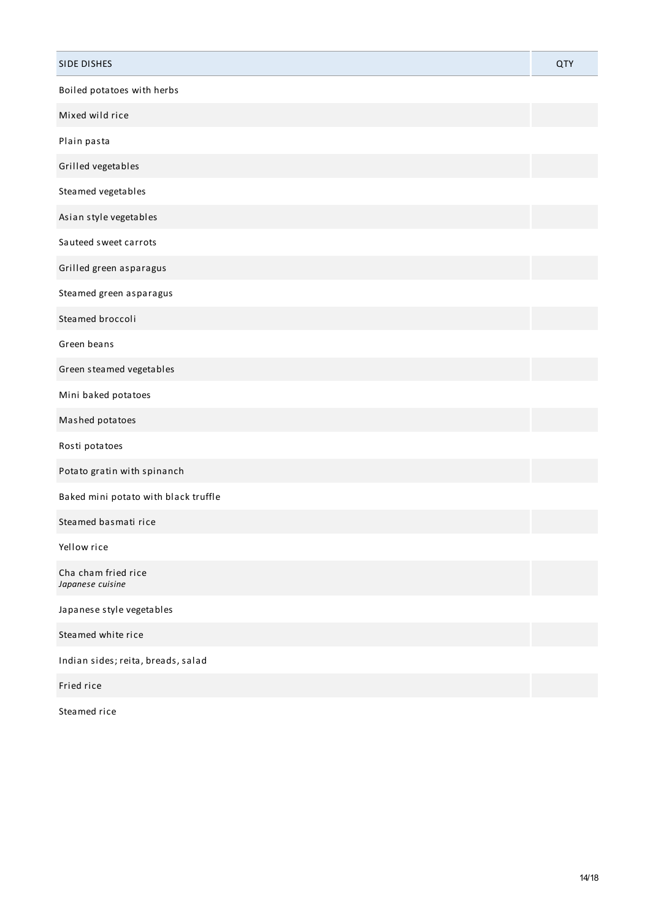| SIDE DISHES | QTY |
| --- | --- |
| Boiled potatoes with herbs | |
| Mixed wild rice | |
| Plain pasta | |
| Grilled vegetables | |
| Steamed vegetables | |
| Asian style vegetables | |
| Sauteed sweet carrots | |
| Grilled green asparagus | |
| Steamed green asparagus | |
| Steamed broccoli | |
| Green beans | |
| Green steamed vegetables | |
| Mini baked potatoes | |
| Mashed potatoes | |
| Rosti potatoes | |
| Potato gratin with spinanch | |
| Baked mini potato with black truffle | |
| Steamed basmati rice | |
| Yellow rice | |
| Cha cham fried rice<br>*Japanese cuisine* | |
| Japanese style vegetables | |
| Steamed white rice | |
| Indian sides; reita, breads, salad | |
| Fried rice | |
| Steamed rice | |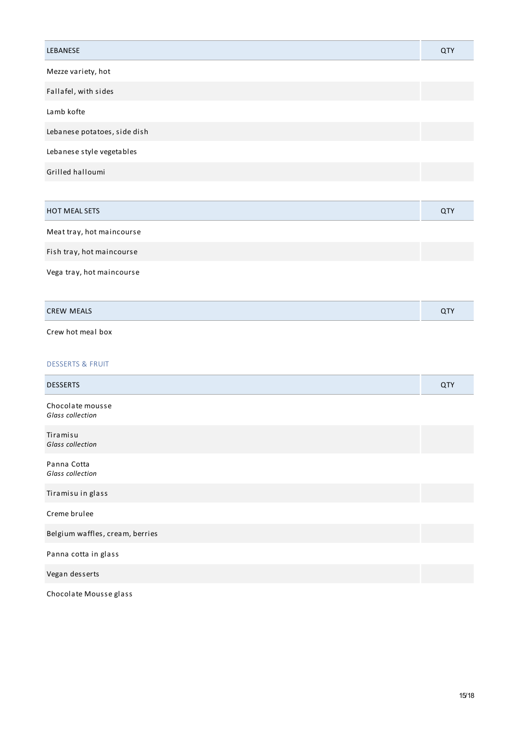| LEBANESE | QTY |
| --- | --- |
| Mezze variety, hot | |
| Fallafel, with sides | |
| Lamb kofte | |
| Lebanese potatoes, side dish | |
| Lebanese style vegetables | |
| Grilled halloumi | |

| HOT MEAL SETS | QTY |
| --- | --- |
| Meat tray, hot maincourse | |
| Fish tray, hot maincourse | |
| Vega tray, hot maincourse | |

| CREW MEALS | QTY |
| --- | --- |
| Crew hot meal box | |

## DESSERTS & FRUIT

| DESSERTS | QTY |
| --- | --- |
| Chocolate mousse<br>*Glass collection* | |
| Tiramisu<br>*Glass collection* | |
| Panna Cotta<br>*Glass collection* | |
| Tiramisu in glass | |
| Creme brulee | |
| Belgium waffles, cream, berries | |
| Panna cotta in glass | |
| Vegan desserts | |
| Chocolate Mousse glass | |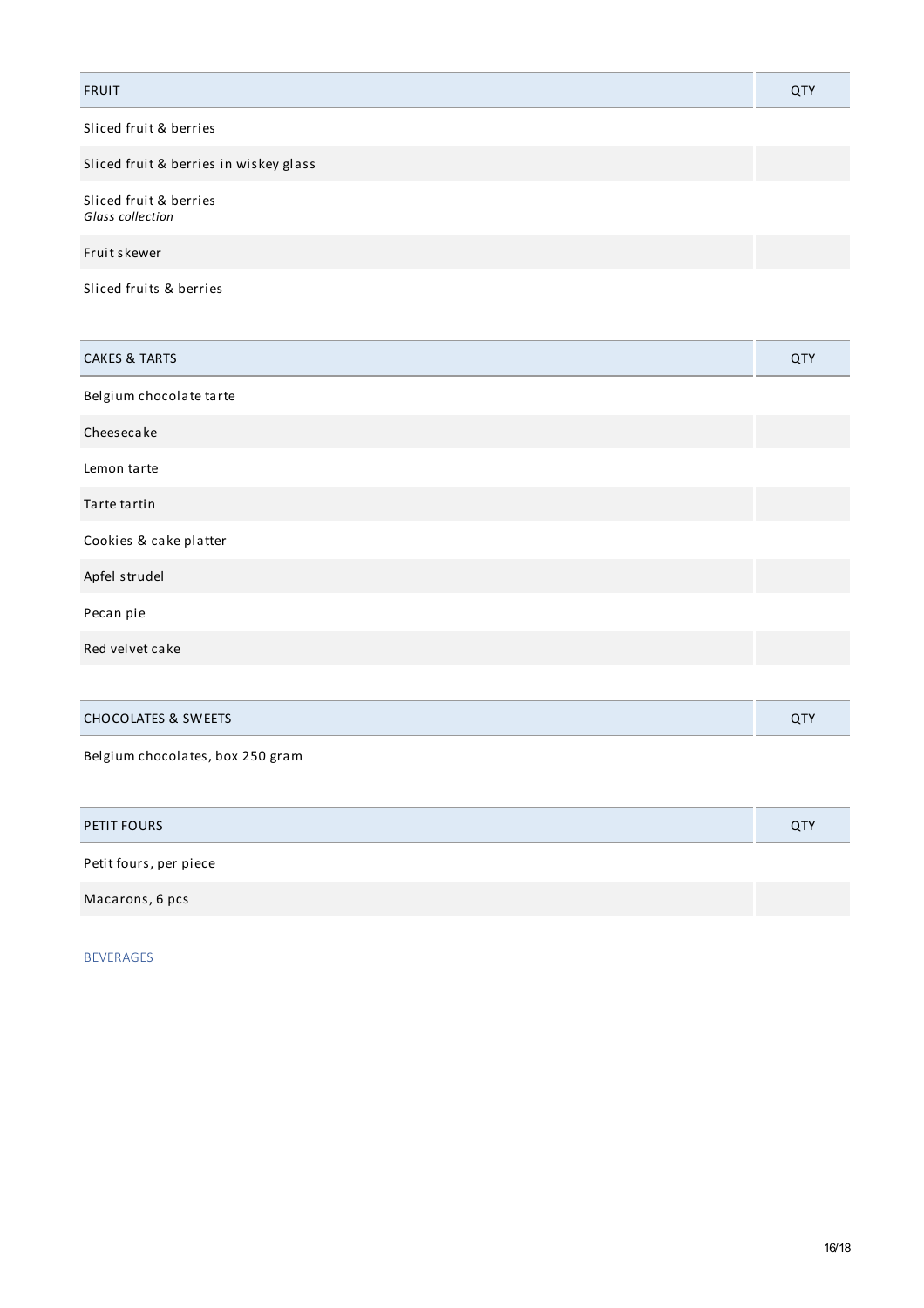| FRUIT | QTY |
| --- | --- |
| Sliced fruit & berries | |
| Sliced fruit & berries in wiskey glass | |
| Sliced fruit & berries<br>*Glass collection* | |
| Fruit skewer | |
| Sliced fruits & berries | |

| CAKES & TARTS | QTY |
| --- | --- |
| Belgium chocolate tarte | |
| Cheesecake | |
| Lemon tarte | |
| Tarte tartin | |
| Cookies & cake platter | |
| Apfel strudel | |
| Pecan pie | |
| Red velvet cake | |

| CHOCOLATES & SWEETS | QTY |
| --- | --- |
| Belgium chocolates, box 250 gram | |

| PETIT FOURS | QTY |
| --- | --- |
| Petit fours, per piece | |
| Macarons, 6 pcs | |

BEVERAGES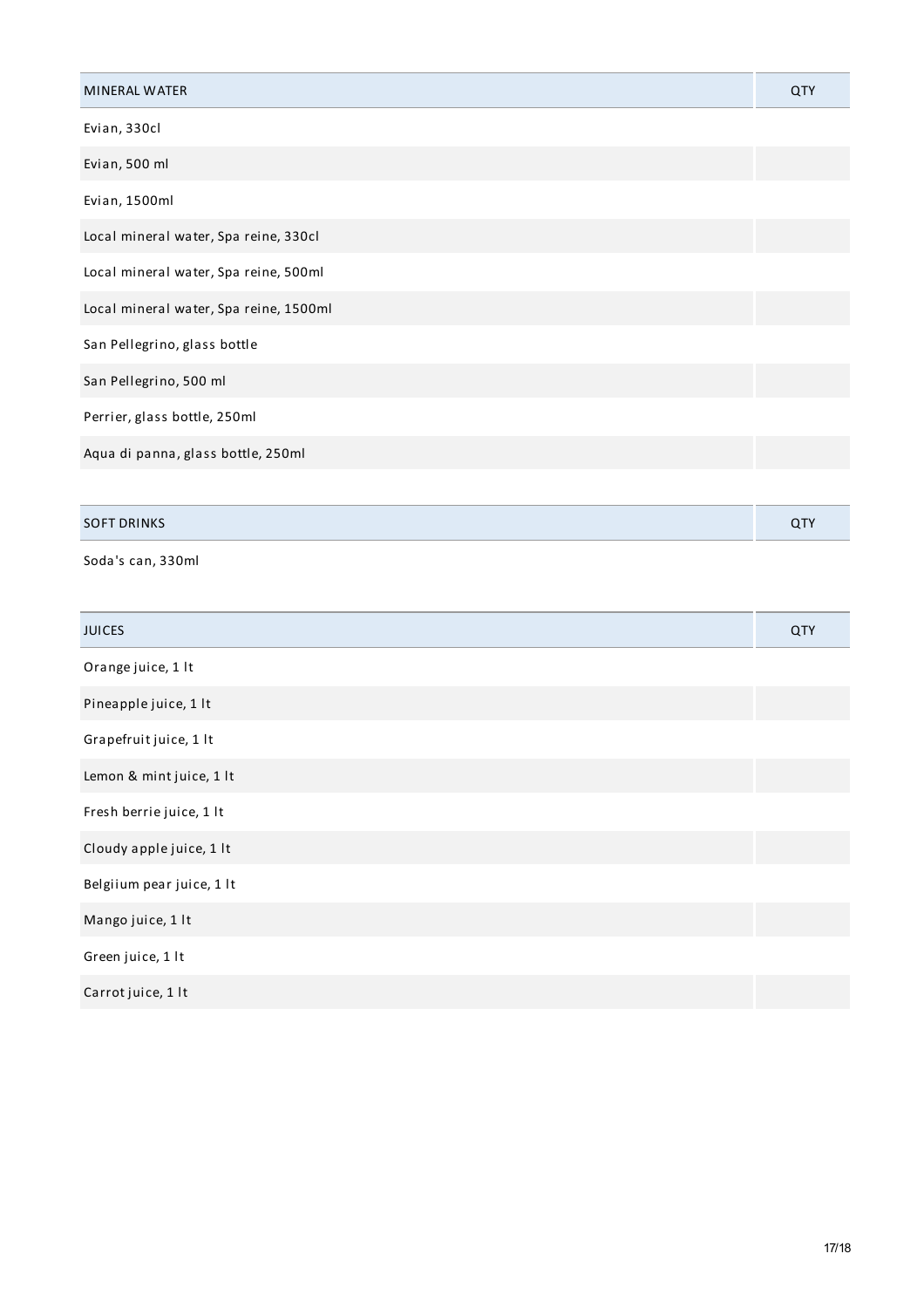| MINERAL WATER | QTY |
| --- | --- |
| Evian, 330cl | |
| Evian, 500 ml | |
| Evian, 1500ml | |
| Local mineral water, Spa reine, 330cl | |
| Local mineral water, Spa reine, 500ml | |
| Local mineral water, Spa reine, 1500ml | |
| San Pellegrino, glass bottle | |
| San Pellegrino, 500 ml | |
| Perrier, glass bottle, 250ml | |
| Aqua di panna, glass bottle, 250ml | |

| SOFT DRINKS | QTY |
| --- | --- |
| Soda's can, 330ml | |

| JUICES | QTY |
| --- | --- |
| Orange juice, 1 lt | |
| Pineapple juice, 1 lt | |
| Grapefruit juice, 1 lt | |
| Lemon & mint juice, 1 lt | |
| Fresh berrie juice, 1 lt | |
| Cloudy apple juice, 1 lt | |
| Belgiium pear juice, 1 lt | |
| Mango juice, 1 lt | |
| Green juice, 1 lt | |
| Carrot juice, 1 lt | |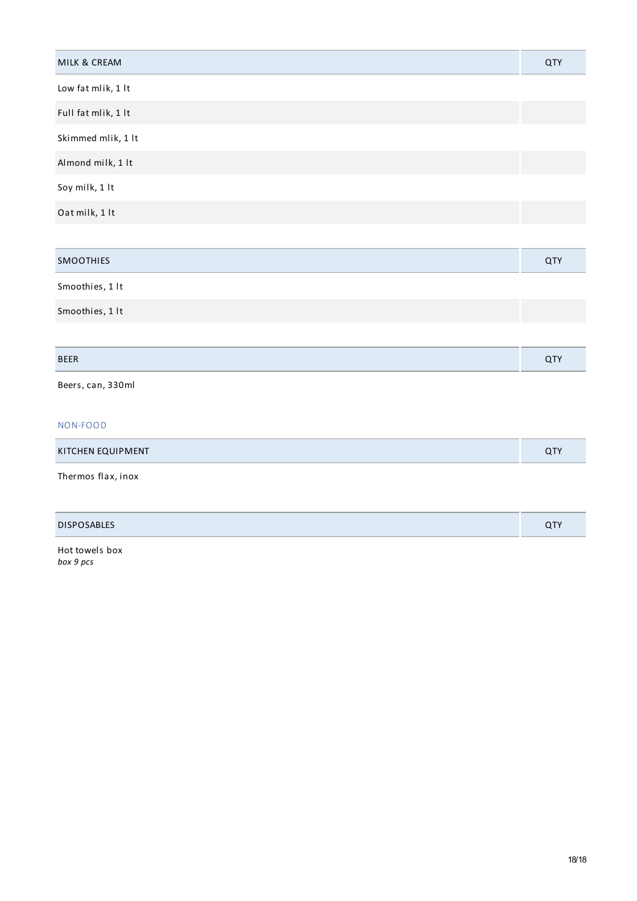| MILK & CREAM | QTY |
|---|---|
| Low fat mlik, 1 lt | |
| Full fat mlik, 1 lt | |
| Skimmed mlik, 1 lt | |
| Almond milk, 1 lt | |
| Soy milk, 1 lt | |
| Oat milk, 1 lt | |

| SMOOTHIES | QTY |
|---|---|
| Smoothies, 1 lt | |
| Smoothies, 1 lt | |

| BEER | QTY |
|---|---|
| Beers, can, 330ml | |

## NON-FOOD

| KITCHEN EQUIPMENT | QTY |
|---|---|
| Thermos flax, inox | |

| DISPOSABLES | QTY |
|---|---|
| Hot towels box<br>*box 9 pcs* | |